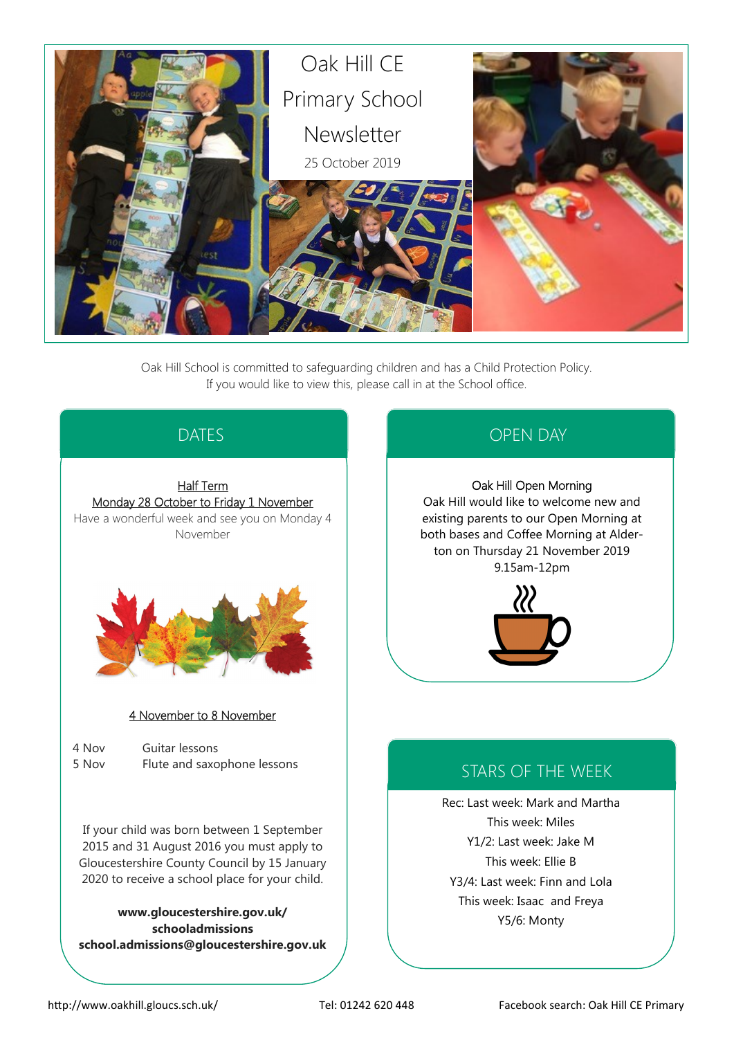# Oak Hill CE Primary School Newsletter

25 October 2019

Oak Hill School is committed to safeguarding children and has a Child Protection Policy.
If you would like to view this, please call in at the School office.

## DATES

Half Term
Monday 28 October to Friday 1 November
Have a wonderful week and see you on Monday 4 November

4 November to 8 November

| | |
|---|---|
| 4 Nov | Guitar lessons |
| 5 Nov | Flute and saxophone lessons |

If your child was born between 1 September 2015 and 31 August 2016 you must apply to Gloucestershire County Council by 15 January 2020 to receive a school place for your child.

**www.gloucestershire.gov.uk/schooladmissions**
**school.admissions@gloucestershire.gov.uk**

## OPEN DAY

Oak Hill Open Morning
Oak Hill would like to welcome new and existing parents to our Open Morning at both bases and Coffee Morning at Alderton on Thursday 21 November 2019
9.15am-12pm

## STARS OF THE WEEK

Rec: Last week: Mark and Martha
This week: Miles
Y1/2: Last week: Jake M
This week: Ellie B
Y3/4: Last week: Finn and Lola
This week: Isaac and Freya
Y5/6: Monty

http://www.oakhill.gloucs.sch.uk/ Tel: 01242 620 448 Facebook search: Oak Hill CE Primary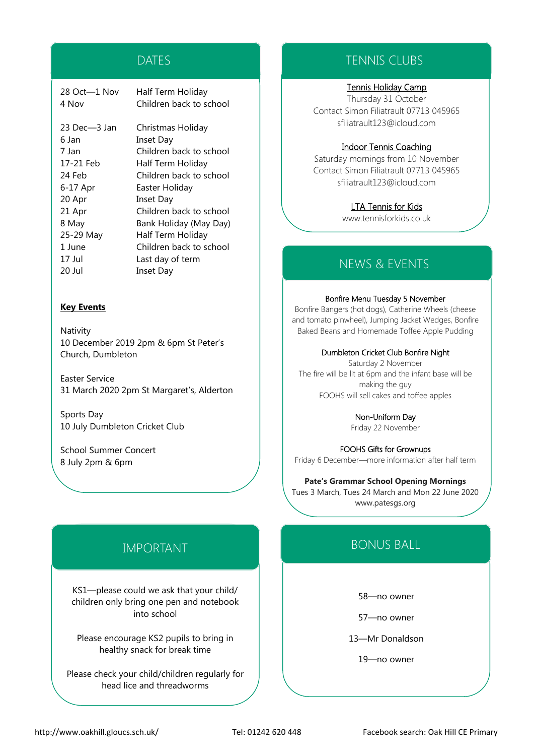## DATES

| | |
|---|---|
| 28 Oct—1 Nov | Half Term Holiday |
| 4 Nov | Children back to school |
| 23 Dec—3 Jan | Christmas Holiday |
| 6 Jan | Inset Day |
| 7 Jan | Children back to school |
| 17-21 Feb | Half Term Holiday |
| 24 Feb | Children back to school |
| 6-17 Apr | Easter Holiday |
| 20 Apr | Inset Day |
| 21 Apr | Children back to school |
| 8 May | Bank Holiday (May Day) |
| 25-29 May | Half Term Holiday |
| 1 June | Children back to school |
| 17 Jul | Last day of term |
| 20 Jul | Inset Day |

**Key Events**

Nativity
10 December 2019 2pm & 6pm St Peter's Church, Dumbleton

Easter Service
31 March 2020 2pm St Margaret's, Alderton

Sports Day
10 July Dumbleton Cricket Club

School Summer Concert
8 July 2pm & 6pm

## TENNIS CLUBS

Tennis Holiday Camp
Thursday 31 October
Contact Simon Filiatrault 07713 045965
sfiliatrault123@icloud.com

Indoor Tennis Coaching
Saturday mornings from 10 November
Contact Simon Filiatrault 07713 045965
sfiliatrault123@icloud.com

LTA Tennis for Kids
www.tennisforkids.co.uk

## NEWS & EVENTS

Bonfire Menu Tuesday 5 November
Bonfire Bangers (hot dogs), Catherine Wheels (cheese and tomato pinwheel), Jumping Jacket Wedges, Bonfire Baked Beans and Homemade Toffee Apple Pudding

Dumbleton Cricket Club Bonfire Night
Saturday 2 November
The fire will be lit at 6pm and the infant base will be making the guy
FOOHS will sell cakes and toffee apples

Non-Uniform Day
Friday 22 November

FOOHS Gifts for Grownups
Friday 6 December—more information after half term

**Pate's Grammar School Opening Mornings**
Tues 3 March, Tues 24 March and Mon 22 June 2020
www.patesgs.org

## IMPORTANT

KS1—please could we ask that your child/ children only bring one pen and notebook into school

Please encourage KS2 pupils to bring in healthy snack for break time

Please check your child/children regularly for head lice and threadworms

## BONUS BALL

58—no owner

57—no owner

13—Mr Donaldson

19—no owner

http://www.oakhill.gloucs.sch.uk/ Tel: 01242 620 448 Facebook search: Oak Hill CE Primary